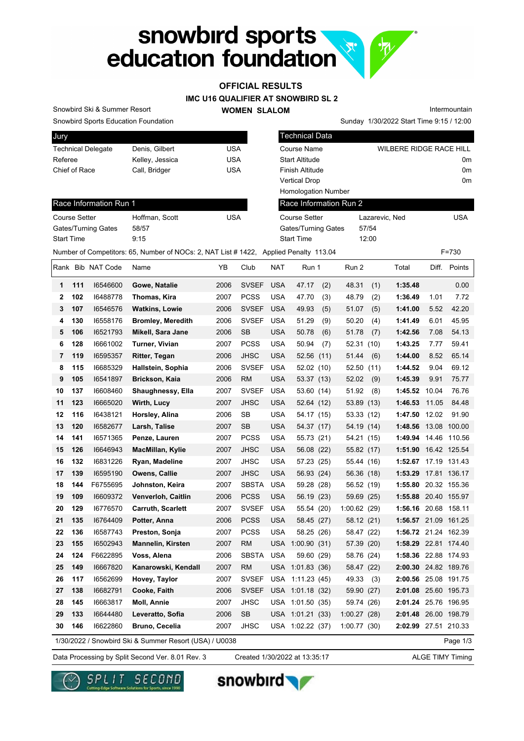# snowbird sports education foundation

## OFFICIAL RESULTS

### IMC U16 QUALIFIER AT SNOWBIRD SL 2

### WOMEN SLALOM

Snowbird Ski & Summer Resort
Snowbird Sports Education Foundation

Intermountain
Sunday 1/30/2022 Start Time 9:15 / 12:00

| Jury | | |
|---|---|---|
| Technical Delegate | Denis, Gilbert | USA |
| Referee | Kelley, Jessica | USA |
| Chief of Race | Call, Bridger | USA |

| Technical Data | |
|---|---|
| Course Name | WILBERE RIDGE RACE HILL |
| Start Altitude | 0m |
| Finish Altitude | 0m |
| Vertical Drop | 0m |
| Homologation Number | |

| Race Information Run 1 | | |
|---|---|---|
| Course Setter | Hoffman, Scott | USA |
| Gates/Turning Gates | 58/57 | |
| Start Time | 9:15 | |

| Race Information Run 2 | | |
|---|---|---|
| Course Setter | Lazarevic, Ned | USA |
| Gates/Turning Gates | 57/54 | |
| Start Time | 12:00 | |

Number of Competitors: 65, Number of NOCs: 2, NAT List # 1422, Applied Penalty 113.04 F=730

| Rank | Bib | NAT Code | Name | YB | Club | NAT | Run 1 | | Run 2 | | Total | Diff. | Points |
|---|---|---|---|---|---|---|---|---|---|---|---|---|---|
| 1 | 111 | I6546600 | **Gowe, Natalie** | 2006 | SVSEF | USA | 47.17 | (2) | 48.31 | (1) | **1:35.48** | | 0.00 |
| 2 | 102 | I6488778 | **Thomas, Kira** | 2007 | PCSS | USA | 47.70 | (3) | 48.79 | (2) | **1:36.49** | 1.01 | 7.72 |
| 3 | 107 | I6546576 | **Watkins, Lowie** | 2006 | SVSEF | USA | 49.93 | (5) | 51.07 | (5) | **1:41.00** | 5.52 | 42.20 |
| 4 | 130 | I6558176 | **Bromley, Meredith** | 2006 | SVSEF | USA | 51.29 | (9) | 50.20 | (4) | **1:41.49** | 6.01 | 45.95 |
| 5 | 106 | I6521793 | **Mikell, Sara Jane** | 2006 | SB | USA | 50.78 | (6) | 51.78 | (7) | **1:42.56** | 7.08 | 54.13 |
| 6 | 128 | I6661002 | **Turner, Vivian** | 2007 | PCSS | USA | 50.94 | (7) | 52.31 | (10) | **1:43.25** | 7.77 | 59.41 |
| 7 | 119 | I6595357 | **Ritter, Tegan** | 2006 | JHSC | USA | 52.56 | (11) | 51.44 | (6) | **1:44.00** | 8.52 | 65.14 |
| 8 | 115 | I6685329 | **Hallstein, Sophia** | 2006 | SVSEF | USA | 52.02 | (10) | 52.50 | (11) | **1:44.52** | 9.04 | 69.12 |
| 9 | 105 | I6541897 | **Brickson, Kaia** | 2006 | RM | USA | 53.37 | (13) | 52.02 | (9) | **1:45.39** | 9.91 | 75.77 |
| 10 | 137 | I6608460 | **Shaughnessy, Ella** | 2007 | SVSEF | USA | 53.60 | (14) | 51.92 | (8) | **1:45.52** | 10.04 | 76.76 |
| 11 | 123 | I6665020 | **Wirth, Lucy** | 2007 | JHSC | USA | 52.64 | (12) | 53.89 | (13) | **1:46.53** | 11.05 | 84.48 |
| 12 | 116 | I6438121 | **Horsley, Alina** | 2006 | SB | USA | 54.17 | (15) | 53.33 | (12) | **1:47.50** | 12.02 | 91.90 |
| 13 | 120 | I6582677 | **Larsh, Talise** | 2007 | SB | USA | 54.37 | (17) | 54.19 | (14) | **1:48.56** | 13.08 | 100.00 |
| 14 | 141 | I6571365 | **Penze, Lauren** | 2007 | PCSS | USA | 55.73 | (21) | 54.21 | (15) | **1:49.94** | 14.46 | 110.56 |
| 15 | 126 | I6646943 | **MacMillan, Kylie** | 2007 | JHSC | USA | 56.08 | (22) | 55.82 | (17) | **1:51.90** | 16.42 | 125.54 |
| 16 | 132 | I6831226 | **Ryan, Madeline** | 2007 | JHSC | USA | 57.23 | (25) | 55.44 | (16) | **1:52.67** | 17.19 | 131.43 |
| 17 | 139 | I6595190 | **Owens, Callie** | 2007 | JHSC | USA | 56.93 | (24) | 56.36 | (18) | **1:53.29** | 17.81 | 136.17 |
| 18 | 144 | F6755695 | **Johnston, Keira** | 2007 | SBSTA | USA | 59.28 | (28) | 56.52 | (19) | **1:55.80** | 20.32 | 155.36 |
| 19 | 109 | I6609372 | **Venverloh, Caitlin** | 2006 | PCSS | USA | 56.19 | (23) | 59.69 | (25) | **1:55.88** | 20.40 | 155.97 |
| 20 | 129 | I6776570 | **Carruth, Scarlett** | 2007 | SVSEF | USA | 55.54 | (20) | 1:00.62 | (29) | **1:56.16** | 20.68 | 158.11 |
| 21 | 135 | I6764409 | **Potter, Anna** | 2006 | PCSS | USA | 58.45 | (27) | 58.12 | (21) | **1:56.57** | 21.09 | 161.25 |
| 22 | 136 | I6587743 | **Preston, Sonja** | 2007 | PCSS | USA | 58.25 | (26) | 58.47 | (22) | **1:56.72** | 21.24 | 162.39 |
| 23 | 155 | I6502943 | **Mannelin, Kirsten** | 2007 | RM | USA | 1:00.90 | (31) | 57.39 | (20) | **1:58.29** | 22.81 | 174.40 |
| 24 | 124 | F6622895 | **Voss, Alena** | 2006 | SBSTA | USA | 59.60 | (29) | 58.76 | (24) | **1:58.36** | 22.88 | 174.93 |
| 25 | 149 | I6667820 | **Kanarowski, Kendall** | 2007 | RM | USA | 1:01.83 | (36) | 58.47 | (22) | **2:00.30** | 24.82 | 189.76 |
| 26 | 117 | I6562699 | **Hovey, Taylor** | 2007 | SVSEF | USA | 1:11.23 | (45) | 49.33 | (3) | **2:00.56** | 25.08 | 191.75 |
| 27 | 138 | I6682791 | **Cooke, Faith** | 2006 | SVSEF | USA | 1:01.18 | (32) | 59.90 | (27) | **2:01.08** | 25.60 | 195.73 |
| 28 | 145 | I6663817 | **Moll, Annie** | 2007 | JHSC | USA | 1:01.50 | (35) | 59.74 | (26) | **2:01.24** | 25.76 | 196.95 |
| 29 | 133 | I6644480 | **Leveratto, Sofia** | 2006 | SB | USA | 1:01.21 | (33) | 1:00.27 | (28) | **2:01.48** | 26.00 | 198.79 |
| 30 | 146 | I6622860 | **Bruno, Cecelia** | 2007 | JHSC | USA | 1:02.22 | (37) | 1:00.77 | (30) | **2:02.99** | 27.51 | 210.33 |

1/30/2022 / Snowbird Ski & Summer Resort (USA) / U0038

Data Processing by Split Second Ver. 8.01 Rev. 3 — Created 1/30/2022 at 13:35:17 — ALGE TIMY Timing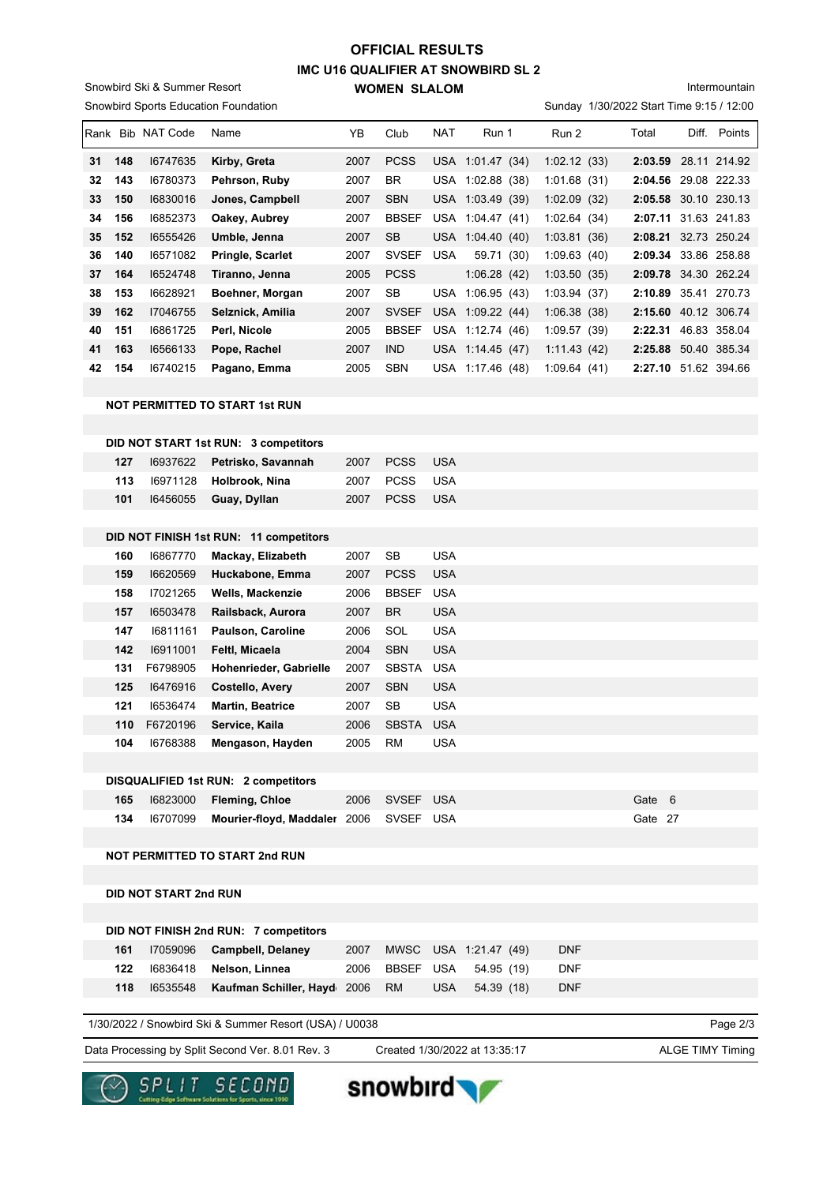# OFFICIAL RESULTS

## IMC U16 QUALIFIER AT SNOWBIRD SL 2

### WOMEN SLALOM

Snowbird Ski & Summer Resort
Snowbird Sports Education Foundation

Intermountain
Sunday 1/30/2022 Start Time 9:15 / 12:00

| Rank | Bib | NAT Code | Name | YB | Club | NAT | Run 1 | Run 2 | Total | Diff. | Points |
|---|---|---|---|---|---|---|---|---|---|---|---|
| 31 | 148 | I6747635 | Kirby, Greta | 2007 | PCSS | USA | 1:01.47 (34) | 1:02.12 (33) | **2:03.59** | 28.11 | 214.92 |
| 32 | 143 | I6780373 | Pehrson, Ruby | 2007 | BR | USA | 1:02.88 (38) | 1:01.68 (31) | **2:04.56** | 29.08 | 222.33 |
| 33 | 150 | I6830016 | Jones, Campbell | 2007 | SBN | USA | 1:03.49 (39) | 1:02.09 (32) | **2:05.58** | 30.10 | 230.13 |
| 34 | 156 | I6852373 | Oakey, Aubrey | 2007 | BBSEF | USA | 1:04.47 (41) | 1:02.64 (34) | **2:07.11** | 31.63 | 241.83 |
| 35 | 152 | I6555426 | Umble, Jenna | 2007 | SB | USA | 1:04.40 (40) | 1:03.81 (36) | **2:08.21** | 32.73 | 250.24 |
| 36 | 140 | I6571082 | Pringle, Scarlet | 2007 | SVSEF | USA | 59.71 (30) | 1:09.63 (40) | **2:09.34** | 33.86 | 258.88 |
| 37 | 164 | I6524748 | Tiranno, Jenna | 2005 | PCSS | | 1:06.28 (42) | 1:03.50 (35) | **2:09.78** | 34.30 | 262.24 |
| 38 | 153 | I6628921 | Boehner, Morgan | 2007 | SB | USA | 1:06.95 (43) | 1:03.94 (37) | **2:10.89** | 35.41 | 270.73 |
| 39 | 162 | I7046755 | Selznick, Amilia | 2007 | SVSEF | USA | 1:09.22 (44) | 1:06.38 (38) | **2:15.60** | 40.12 | 306.74 |
| 40 | 151 | I6861725 | Perl, Nicole | 2005 | BBSEF | USA | 1:12.74 (46) | 1:09.57 (39) | **2:22.31** | 46.83 | 358.04 |
| 41 | 163 | I6566133 | Pope, Rachel | 2007 | IND | USA | 1:14.45 (47) | 1:11.43 (42) | **2:25.88** | 50.40 | 385.34 |
| 42 | 154 | I6740215 | Pagano, Emma | 2005 | SBN | USA | 1:17.46 (48) | 1:09.64 (41) | **2:27.10** | 51.62 | 394.66 |

**NOT PERMITTED TO START 1st RUN**

**DID NOT START 1st RUN: 3 competitors**

| Bib | NAT Code | Name | YB | Club | NAT |
|---|---|---|---|---|---|
| 127 | I6937622 | Petrisko, Savannah | 2007 | PCSS | USA |
| 113 | I6971128 | Holbrook, Nina | 2007 | PCSS | USA |
| 101 | I6456055 | Guay, Dyllan | 2007 | PCSS | USA |

**DID NOT FINISH 1st RUN: 11 competitors**

| Bib | NAT Code | Name | YB | Club | NAT |
|---|---|---|---|---|---|
| 160 | I6867770 | Mackay, Elizabeth | 2007 | SB | USA |
| 159 | I6620569 | Huckabone, Emma | 2007 | PCSS | USA |
| 158 | I7021265 | Wells, Mackenzie | 2006 | BBSEF | USA |
| 157 | I6503478 | Railsback, Aurora | 2007 | BR | USA |
| 147 | I6811161 | Paulson, Caroline | 2006 | SOL | USA |
| 142 | I6911001 | Feltl, Micaela | 2004 | SBN | USA |
| 131 | F6798905 | Hohenrieder, Gabrielle | 2007 | SBSTA | USA |
| 125 | I6476916 | Costello, Avery | 2007 | SBN | USA |
| 121 | I6536474 | Martin, Beatrice | 2007 | SB | USA |
| 110 | F6720196 | Service, Kaila | 2006 | SBSTA | USA |
| 104 | I6768388 | Mengason, Hayden | 2005 | RM | USA |

**DISQUALIFIED 1st RUN: 2 competitors**

| Bib | NAT Code | Name | YB | Club | NAT | |
|---|---|---|---|---|---|---|
| 165 | I6823000 | Fleming, Chloe | 2006 | SVSEF | USA | Gate 6 |
| 134 | I6707099 | Mourier-floyd, Maddaler | 2006 | SVSEF | USA | Gate 27 |

**NOT PERMITTED TO START 2nd RUN**

**DID NOT START 2nd RUN**

**DID NOT FINISH 2nd RUN: 7 competitors**

| Bib | NAT Code | Name | YB | Club | NAT | Run 1 | Run 2 |
|---|---|---|---|---|---|---|---|
| 161 | I7059096 | Campbell, Delaney | 2007 | MWSC | USA | 1:21.47 (49) | DNF |
| 122 | I6836418 | Nelson, Linnea | 2006 | BBSEF | USA | 54.95 (19) | DNF |
| 118 | I6535548 | Kaufman Schiller, Hayd | 2006 | RM | USA | 54.39 (18) | DNF |

1/30/2022 / Snowbird Ski & Summer Resort (USA) / U0038

Data Processing by Split Second Ver. 8.01 Rev. 3 — Created 1/30/2022 at 13:35:17 — ALGE TIMY Timing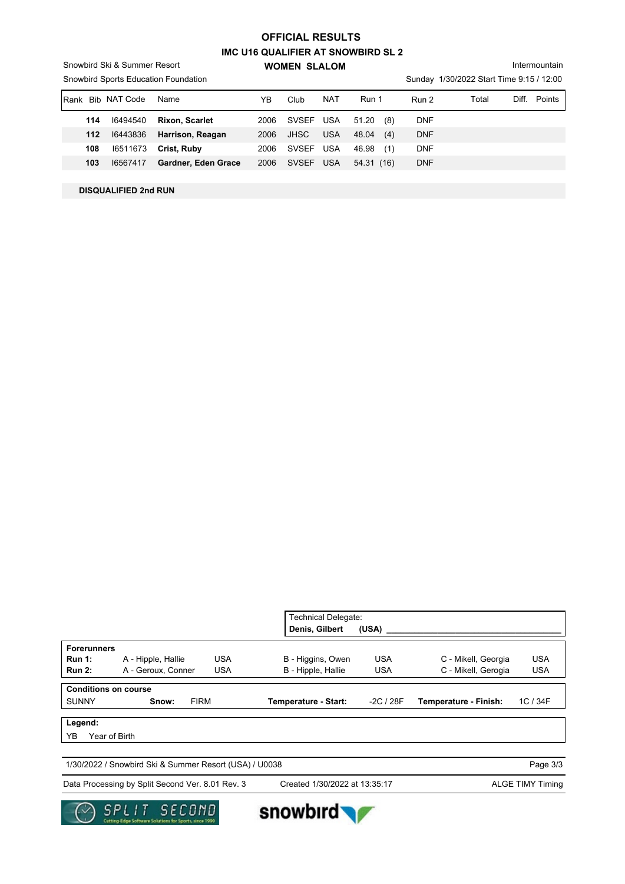# OFFICIAL RESULTS

## IMC U16 QUALIFIER AT SNOWBIRD SL 2

### WOMEN SLALOM

Snowbird Ski & Summer Resort | Intermountain

Snowbird Sports Education Foundation | Sunday 1/30/2022 Start Time 9:15 / 12:00

| Rank | Bib | NAT Code | Name | YB | Club | NAT | Run 1 | Run 2 | Total | Diff. | Points |
|---|---|---|---|---|---|---|---|---|---|---|---|
| | **114** | I6494540 | **Rixon, Scarlet** | 2006 | SVSEF | USA | 51.20 (8) | DNF | | | |
| | **112** | I6443836 | **Harrison, Reagan** | 2006 | JHSC | USA | 48.04 (4) | DNF | | | |
| | **108** | I6511673 | **Crist, Ruby** | 2006 | SVSEF | USA | 46.98 (1) | DNF | | | |
| | **103** | I6567417 | **Gardner, Eden Grace** | 2006 | SVSEF | USA | 54.31 (16) | DNF | | | |

**DISQUALIFIED 2nd RUN**

Technical Delegate:
**Denis, Gilbert (USA)** ____________________

**Forerunners**

| | | | | | | |
|---|---|---|---|---|---|---|
| **Run 1:** | A - Hipple, Hallie | USA | B - Higgins, Owen | USA | C - Mikell, Georgia | USA |
| **Run 2:** | A - Geroux, Conner | USA | B - Hipple, Hallie | USA | C - Mikell, Gerogia | USA |

**Conditions on course**

SUNNY **Snow:** FIRM **Temperature - Start:** -2C / 28F **Temperature - Finish:** 1C / 34F

**Legend:**

YB Year of Birth

1/30/2022 / Snowbird Ski & Summer Resort (USA) / U0038

Data Processing by Split Second Ver. 8.01 Rev. 3 Created 1/30/2022 at 13:35:17 ALGE TIMY Timing